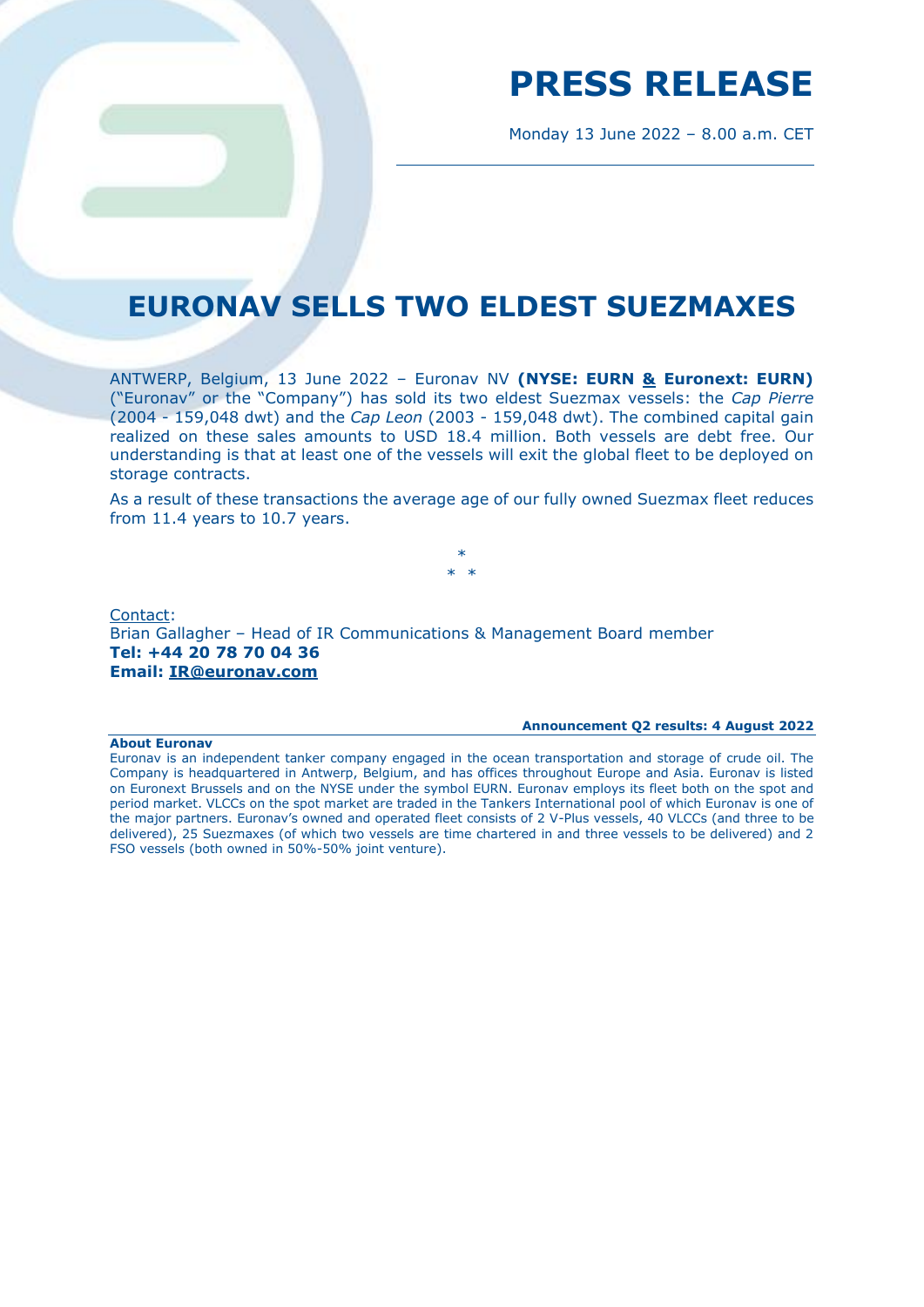# PRESS RELEASE

Monday 13 June 2022 – 8.00 a.m. CET

## EURONAV SELLS TWO ELDEST SUEZMAXES

ANTWERP, Belgium, 13 June 2022 – Euronav NV **(NYSE: EURN & Euronext: EURN)** ("Euronav" or the "Company") has sold its two eldest Suezmax vessels: the *Cap Pierre* (2004 - 159,048 dwt) and the *Cap Leon* (2003 - 159,048 dwt). The combined capital gain realized on these sales amounts to USD 18.4 million. Both vessels are debt free. Our understanding is that at least one of the vessels will exit the global fleet to be deployed on storage contracts.

As a result of these transactions the average age of our fully owned Suezmax fleet reduces from 11.4 years to 10.7 years.

\*
\* \*

Contact:
Brian Gallagher – Head of IR Communications & Management Board member
**Tel: +44 20 78 70 04 36**
**Email: IR@euronav.com**

**Announcement Q2 results: 4 August 2022**

**About Euronav**
Euronav is an independent tanker company engaged in the ocean transportation and storage of crude oil. The Company is headquartered in Antwerp, Belgium, and has offices throughout Europe and Asia. Euronav is listed on Euronext Brussels and on the NYSE under the symbol EURN. Euronav employs its fleet both on the spot and period market. VLCCs on the spot market are traded in the Tankers International pool of which Euronav is one of the major partners. Euronav's owned and operated fleet consists of 2 V-Plus vessels, 40 VLCCs (and three to be delivered), 25 Suezmaxes (of which two vessels are time chartered in and three vessels to be delivered) and 2 FSO vessels (both owned in 50%-50% joint venture).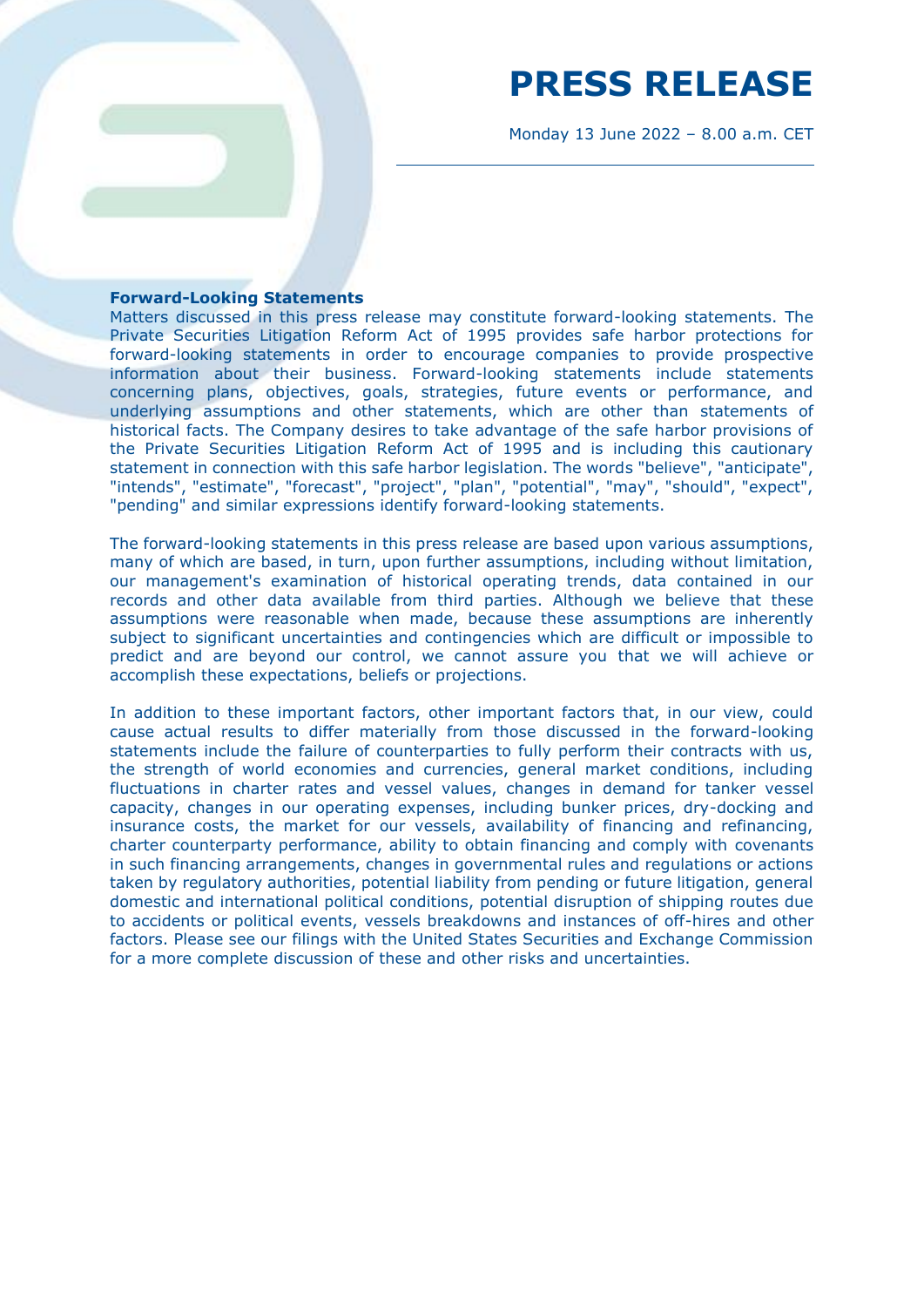# PRESS RELEASE

Monday 13 June 2022 – 8.00 a.m. CET

**Forward-Looking Statements**

Matters discussed in this press release may constitute forward-looking statements. The Private Securities Litigation Reform Act of 1995 provides safe harbor protections for forward-looking statements in order to encourage companies to provide prospective information about their business. Forward-looking statements include statements concerning plans, objectives, goals, strategies, future events or performance, and underlying assumptions and other statements, which are other than statements of historical facts. The Company desires to take advantage of the safe harbor provisions of the Private Securities Litigation Reform Act of 1995 and is including this cautionary statement in connection with this safe harbor legislation. The words "believe", "anticipate", "intends", "estimate", "forecast", "project", "plan", "potential", "may", "should", "expect", "pending" and similar expressions identify forward-looking statements.

The forward-looking statements in this press release are based upon various assumptions, many of which are based, in turn, upon further assumptions, including without limitation, our management's examination of historical operating trends, data contained in our records and other data available from third parties. Although we believe that these assumptions were reasonable when made, because these assumptions are inherently subject to significant uncertainties and contingencies which are difficult or impossible to predict and are beyond our control, we cannot assure you that we will achieve or accomplish these expectations, beliefs or projections.

In addition to these important factors, other important factors that, in our view, could cause actual results to differ materially from those discussed in the forward-looking statements include the failure of counterparties to fully perform their contracts with us, the strength of world economies and currencies, general market conditions, including fluctuations in charter rates and vessel values, changes in demand for tanker vessel capacity, changes in our operating expenses, including bunker prices, dry-docking and insurance costs, the market for our vessels, availability of financing and refinancing, charter counterparty performance, ability to obtain financing and comply with covenants in such financing arrangements, changes in governmental rules and regulations or actions taken by regulatory authorities, potential liability from pending or future litigation, general domestic and international political conditions, potential disruption of shipping routes due to accidents or political events, vessels breakdowns and instances of off-hires and other factors. Please see our filings with the United States Securities and Exchange Commission for a more complete discussion of these and other risks and uncertainties.